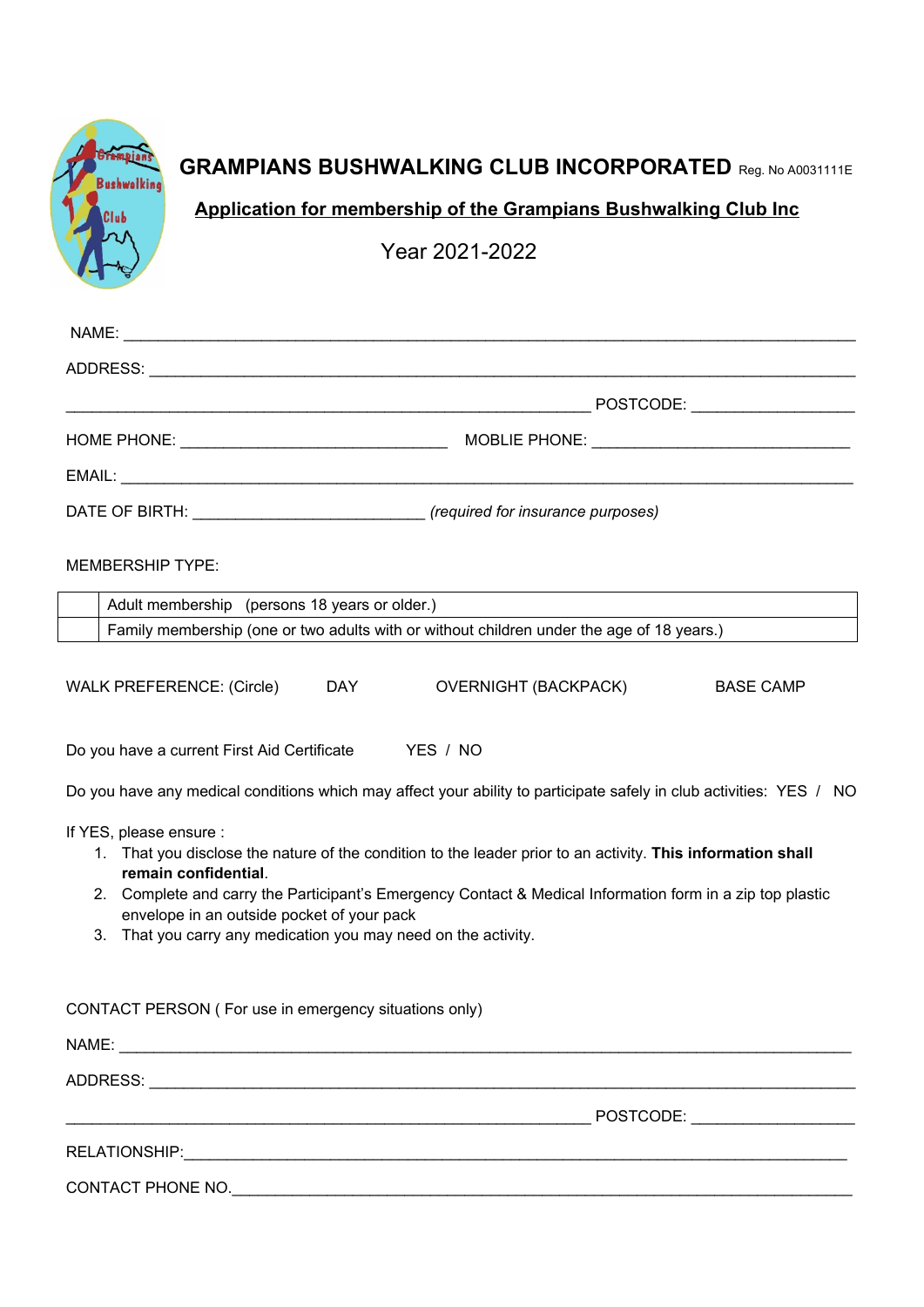# GRAMPIANS BUSHWALKING CLUB INCORPORATED Reg. No A0031111E

## Application for membership of the Grampians Bushwalking Club Inc

Year 2021-2022

NAME: ____________________________________________________________

ADDRESS: __________________________________________________________

__________________________________________ POSTCODE: ______________

HOME PHONE: ______________________ MOBLIE PHONE: ______________________

EMAIL: ____________________________________________________________

DATE OF BIRTH: ____________________ *(required for insurance purposes)*

MEMBERSHIP TYPE:

| | |
|---|---|
| | Adult membership (persons 18 years or older.) |
| | Family membership (one or two adults with or without children under the age of 18 years.) |

WALK PREFERENCE: (Circle) DAY OVERNIGHT (BACKPACK) BASE CAMP

Do you have a current First Aid Certificate YES / NO

Do you have any medical conditions which may affect your ability to participate safely in club activities: YES / NO

If YES, please ensure :

1. That you disclose the nature of the condition to the leader prior to an activity. **This information shall remain confidential**.
2. Complete and carry the Participant's Emergency Contact & Medical Information form in a zip top plastic envelope in an outside pocket of your pack
3. That you carry any medication you may need on the activity.

CONTACT PERSON ( For use in emergency situations only)

NAME: ____________________________________________________________

ADDRESS: __________________________________________________________

__________________________________________ POSTCODE: ______________

RELATIONSHIP:______________________________________________________

CONTACT PHONE NO.__________________________________________________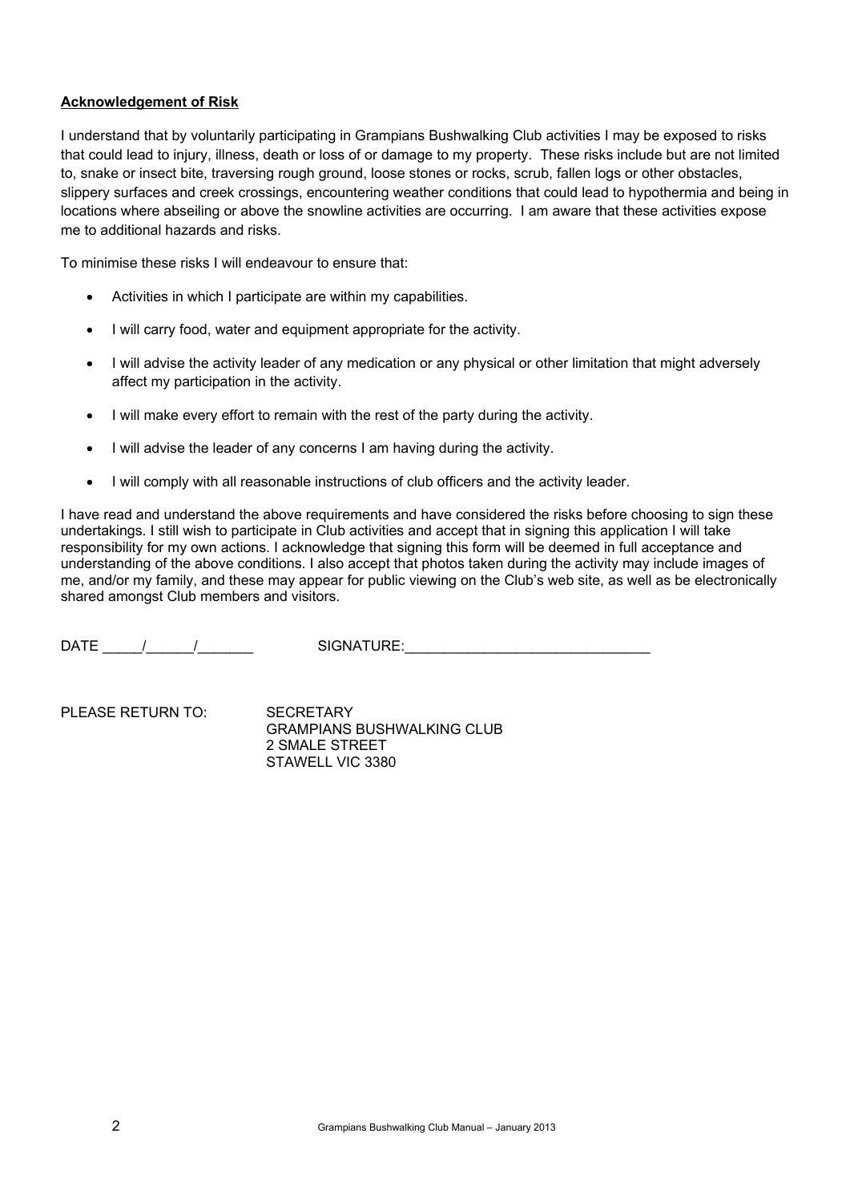**Acknowledgement of Risk**

I understand that by voluntarily participating in Grampians Bushwalking Club activities I may be exposed to risks that could lead to injury, illness, death or loss of or damage to my property. These risks include but are not limited to, snake or insect bite, traversing rough ground, loose stones or rocks, scrub, fallen logs or other obstacles, slippery surfaces and creek crossings, encountering weather conditions that could lead to hypothermia and being in locations where abseiling or above the snowline activities are occurring. I am aware that these activities expose me to additional hazards and risks.

To minimise these risks I will endeavour to ensure that:

- Activities in which I participate are within my capabilities.
- I will carry food, water and equipment appropriate for the activity.
- I will advise the activity leader of any medication or any physical or other limitation that might adversely affect my participation in the activity.
- I will make every effort to remain with the rest of the party during the activity.
- I will advise the leader of any concerns I am having during the activity.
- I will comply with all reasonable instructions of club officers and the activity leader.

I have read and understand the above requirements and have considered the risks before choosing to sign these undertakings. I still wish to participate in Club activities and accept that in signing this application I will take responsibility for my own actions. I acknowledge that signing this form will be deemed in full acceptance and understanding of the above conditions. I also accept that photos taken during the activity may include images of me, and/or my family, and these may appear for public viewing on the Club's web site, as well as be electronically shared amongst Club members and visitors.

DATE _____/______/_______ SIGNATURE:_______________________________

PLEASE RETURN TO: SECRETARY
GRAMPIANS BUSHWALKING CLUB
2 SMALE STREET
STAWELL VIC 3380